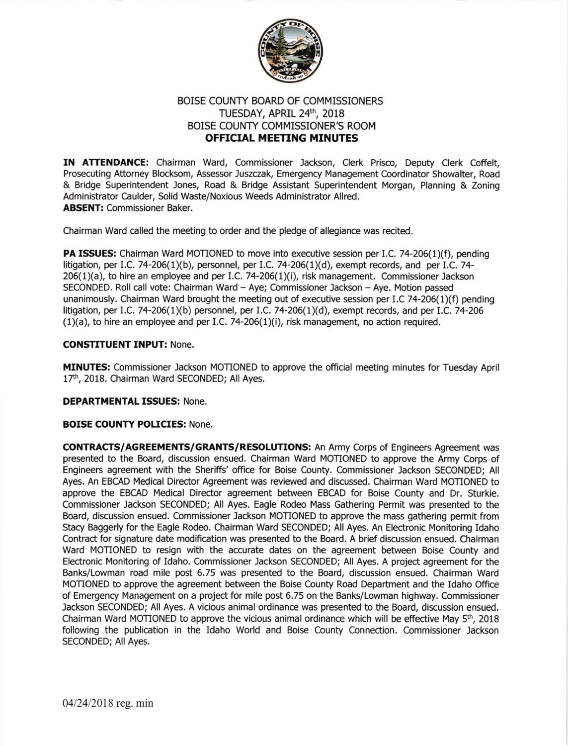# BOISE COUNTY BOARD OF COMMISSIONERS
## TUESDAY, APRIL 24th, 2018
## BOISE COUNTY COMMISSIONER'S ROOM
## OFFICIAL MEETING MINUTES

**IN ATTENDANCE:** Chairman Ward, Commissioner Jackson, Clerk Prisco, Deputy Clerk Coffelt, Prosecuting Attorney Blocksom, Assessor Juszczak, Emergency Management Coordinator Showalter, Road & Bridge Superintendent Jones, Road & Bridge Assistant Superintendent Morgan, Planning & Zoning Administrator Caulder, Solid Waste/Noxious Weeds Administrator Allred.
**ABSENT:** Commissioner Baker.

Chairman Ward called the meeting to order and the pledge of allegiance was recited.

**PA ISSUES:** Chairman Ward MOTIONED to move into executive session per I.C. 74-206(1)(f), pending litigation, per I.C. 74-206(1)(b), personnel, per I.C. 74-206(1)(d), exempt records, and per I.C. 74-206(1)(a), to hire an employee and per I.C. 74-206(1)(i), risk management. Commissioner Jackson SECONDED. Roll call vote: Chairman Ward – Aye; Commissioner Jackson – Aye. Motion passed unanimously. Chairman Ward brought the meeting out of executive session per I.C 74-206(1)(f) pending litigation, per I.C. 74-206(1)(b) personnel, per I.C. 74-206(1)(d), exempt records, and per I.C. 74-206 (1)(a), to hire an employee and per I.C. 74-206(1)(i), risk management, no action required.

**CONSTITUENT INPUT:** None.

**MINUTES:** Commissioner Jackson MOTIONED to approve the official meeting minutes for Tuesday April 17th, 2018. Chairman Ward SECONDED; All Ayes.

**DEPARTMENTAL ISSUES:** None.

**BOISE COUNTY POLICIES:** None.

**CONTRACTS/AGREEMENTS/GRANTS/RESOLUTIONS:** An Army Corps of Engineers Agreement was presented to the Board, discussion ensued. Chairman Ward MOTIONED to approve the Army Corps of Engineers agreement with the Sheriffs' office for Boise County. Commissioner Jackson SECONDED; All Ayes. An EBCAD Medical Director Agreement was reviewed and discussed. Chairman Ward MOTIONED to approve the EBCAD Medical Director agreement between EBCAD for Boise County and Dr. Sturkie. Commissioner Jackson SECONDED; All Ayes. Eagle Rodeo Mass Gathering Permit was presented to the Board, discussion ensued. Commissioner Jackson MOTIONED to approve the mass gathering permit from Stacy Baggerly for the Eagle Rodeo. Chairman Ward SECONDED; All Ayes. An Electronic Monitoring Idaho Contract for signature date modification was presented to the Board. A brief discussion ensued. Chairman Ward MOTIONED to resign with the accurate dates on the agreement between Boise County and Electronic Monitoring of Idaho. Commissioner Jackson SECONDED; All Ayes. A project agreement for the Banks/Lowman road mile post 6.75 was presented to the Board, discussion ensued. Chairman Ward MOTIONED to approve the agreement between the Boise County Road Department and the Idaho Office of Emergency Management on a project for mile post 6.75 on the Banks/Lowman highway. Commissioner Jackson SECONDED; All Ayes. A vicious animal ordinance was presented to the Board, discussion ensued. Chairman Ward MOTIONED to approve the vicious animal ordinance which will be effective May 5th, 2018 following the publication in the Idaho World and Boise County Connection. Commissioner Jackson SECONDED; All Ayes.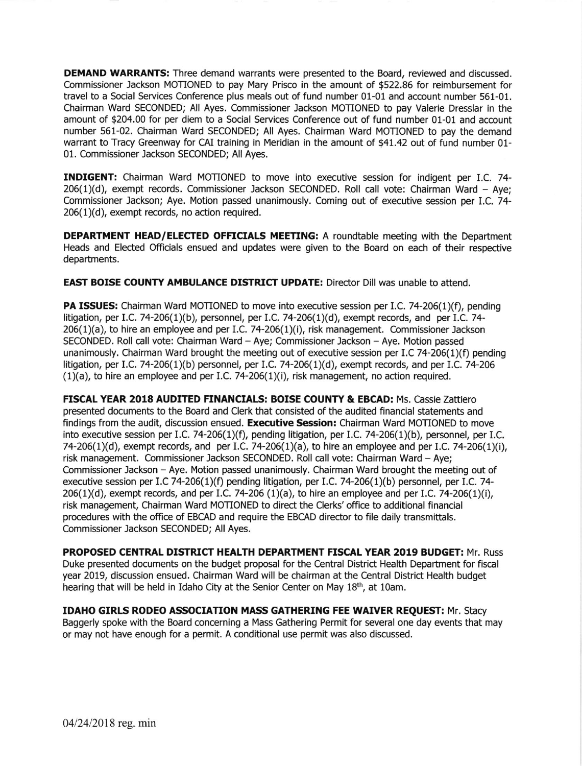**DEMAND WARRANTS:** Three demand warrants were presented to the Board, reviewed and discussed. Commissioner Jackson MOTIONED to pay Mary Prisco in the amount of $522.86 for reimbursement for travel to a Social Services Conference plus meals out of fund number 01-01 and account number 561-01. Chairman Ward SECONDED; All Ayes. Commissioner Jackson MOTIONED to pay Valerie Dresslar in the amount of $204.00 for per diem to a Social Services Conference out of fund number 01-01 and account number 561-02. Chairman Ward SECONDED; All Ayes. Chairman Ward MOTIONED to pay the demand warrant to Tracy Greenway for CAI training in Meridian in the amount of $41.42 out of fund number 01-01. Commissioner Jackson SECONDED; All Ayes.

**INDIGENT:** Chairman Ward MOTIONED to move into executive session for indigent per I.C. 74-206(1)(d), exempt records. Commissioner Jackson SECONDED. Roll call vote: Chairman Ward – Aye; Commissioner Jackson; Aye. Motion passed unanimously. Coming out of executive session per I.C. 74-206(1)(d), exempt records, no action required.

**DEPARTMENT HEAD/ELECTED OFFICIALS MEETING:** A roundtable meeting with the Department Heads and Elected Officials ensued and updates were given to the Board on each of their respective departments.

**EAST BOISE COUNTY AMBULANCE DISTRICT UPDATE:** Director Dill was unable to attend.

**PA ISSUES:** Chairman Ward MOTIONED to move into executive session per I.C. 74-206(1)(f), pending litigation, per I.C. 74-206(1)(b), personnel, per I.C. 74-206(1)(d), exempt records, and per I.C. 74-206(1)(a), to hire an employee and per I.C. 74-206(1)(i), risk management. Commissioner Jackson SECONDED. Roll call vote: Chairman Ward – Aye; Commissioner Jackson – Aye. Motion passed unanimously. Chairman Ward brought the meeting out of executive session per I.C 74-206(1)(f) pending litigation, per I.C. 74-206(1)(b) personnel, per I.C. 74-206(1)(d), exempt records, and per I.C. 74-206 (1)(a), to hire an employee and per I.C. 74-206(1)(i), risk management, no action required.

**FISCAL YEAR 2018 AUDITED FINANCIALS: BOISE COUNTY & EBCAD:** Ms. Cassie Zattiero presented documents to the Board and Clerk that consisted of the audited financial statements and findings from the audit, discussion ensued. **Executive Session:** Chairman Ward MOTIONED to move into executive session per I.C. 74-206(1)(f), pending litigation, per I.C. 74-206(1)(b), personnel, per I.C. 74-206(1)(d), exempt records, and per I.C. 74-206(1)(a), to hire an employee and per I.C. 74-206(1)(i), risk management. Commissioner Jackson SECONDED. Roll call vote: Chairman Ward – Aye; Commissioner Jackson – Aye. Motion passed unanimously. Chairman Ward brought the meeting out of executive session per I.C 74-206(1)(f) pending litigation, per I.C. 74-206(1)(b) personnel, per I.C. 74-206(1)(d), exempt records, and per I.C. 74-206 (1)(a), to hire an employee and per I.C. 74-206(1)(i), risk management, Chairman Ward MOTIONED to direct the Clerks' office to additional financial procedures with the office of EBCAD and require the EBCAD director to file daily transmittals. Commissioner Jackson SECONDED; All Ayes.

**PROPOSED CENTRAL DISTRICT HEALTH DEPARTMENT FISCAL YEAR 2019 BUDGET:** Mr. Russ Duke presented documents on the budget proposal for the Central District Health Department for fiscal year 2019, discussion ensued. Chairman Ward will be chairman at the Central District Health budget hearing that will be held in Idaho City at the Senior Center on May 18th, at 10am.

**IDAHO GIRLS RODEO ASSOCIATION MASS GATHERING FEE WAIVER REQUEST:** Mr. Stacy Baggerly spoke with the Board concerning a Mass Gathering Permit for several one day events that may or may not have enough for a permit. A conditional use permit was also discussed.